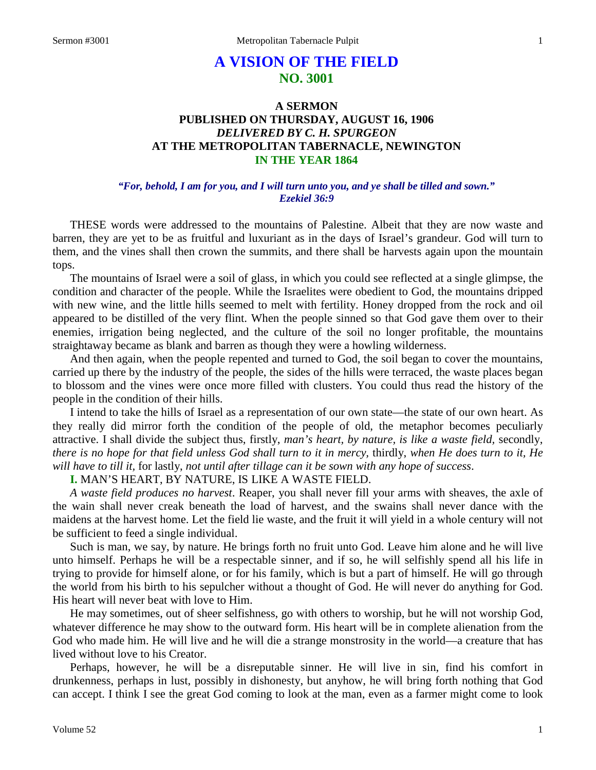# A VISION OF THE FIELD
## NO. 3001

### A SERMON
### PUBLISHED ON THURSDAY, AUGUST 16, 1906
### *DELIVERED BY C. H. SPURGEON*
### AT THE METROPOLITAN TABERNACLE, NEWINGTON
### IN THE YEAR 1864

***"For, behold, I am for you, and I will turn unto you, and ye shall be tilled and sown." Ezekiel 36:9***

THESE words were addressed to the mountains of Palestine. Albeit that they are now waste and barren, they are yet to be as fruitful and luxuriant as in the days of Israel's grandeur. God will turn to them, and the vines shall then crown the summits, and there shall be harvests again upon the mountain tops.

The mountains of Israel were a soil of glass, in which you could see reflected at a single glimpse, the condition and character of the people. While the Israelites were obedient to God, the mountains dripped with new wine, and the little hills seemed to melt with fertility. Honey dropped from the rock and oil appeared to be distilled of the very flint. When the people sinned so that God gave them over to their enemies, irrigation being neglected, and the culture of the soil no longer profitable, the mountains straightaway became as blank and barren as though they were a howling wilderness.

And then again, when the people repented and turned to God, the soil began to cover the mountains, carried up there by the industry of the people, the sides of the hills were terraced, the waste places began to blossom and the vines were once more filled with clusters. You could thus read the history of the people in the condition of their hills.

I intend to take the hills of Israel as a representation of our own state—the state of our own heart. As they really did mirror forth the condition of the people of old, the metaphor becomes peculiarly attractive. I shall divide the subject thus, firstly, *man's heart, by nature, is like a waste field,* secondly, *there is no hope for that field unless God shall turn to it in mercy,* thirdly, *when He does turn to it, He will have to till it,* for lastly, *not until after tillage can it be sown with any hope of success*.

**I.** MAN'S HEART, BY NATURE, IS LIKE A WASTE FIELD.

*A waste field produces no harvest*. Reaper, you shall never fill your arms with sheaves, the axle of the wain shall never creak beneath the load of harvest, and the swains shall never dance with the maidens at the harvest home. Let the field lie waste, and the fruit it will yield in a whole century will not be sufficient to feed a single individual.

Such is man, we say, by nature. He brings forth no fruit unto God. Leave him alone and he will live unto himself. Perhaps he will be a respectable sinner, and if so, he will selfishly spend all his life in trying to provide for himself alone, or for his family, which is but a part of himself. He will go through the world from his birth to his sepulcher without a thought of God. He will never do anything for God. His heart will never beat with love to Him.

He may sometimes, out of sheer selfishness, go with others to worship, but he will not worship God, whatever difference he may show to the outward form. His heart will be in complete alienation from the God who made him. He will live and he will die a strange monstrosity in the world—a creature that has lived without love to his Creator.

Perhaps, however, he will be a disreputable sinner. He will live in sin, find his comfort in drunkenness, perhaps in lust, possibly in dishonesty, but anyhow, he will bring forth nothing that God can accept. I think I see the great God coming to look at the man, even as a farmer might come to look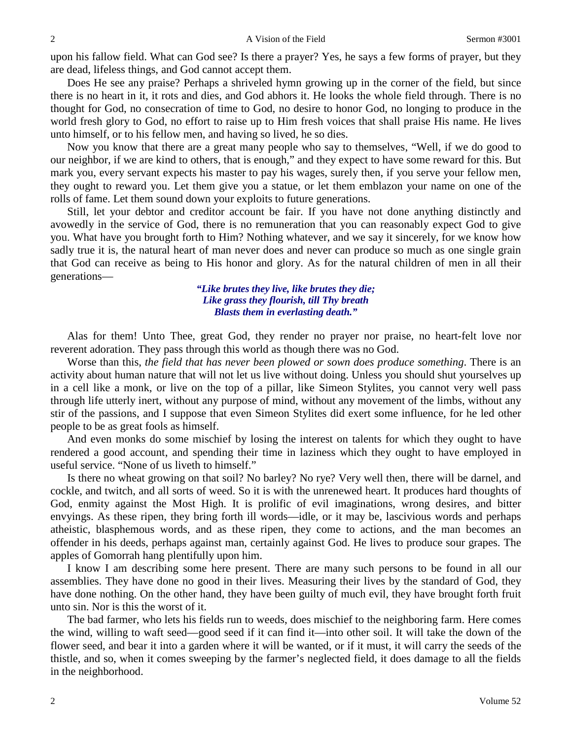upon his fallow field. What can God see? Is there a prayer? Yes, he says a few forms of prayer, but they are dead, lifeless things, and God cannot accept them.

Does He see any praise? Perhaps a shriveled hymn growing up in the corner of the field, but since there is no heart in it, it rots and dies, and God abhors it. He looks the whole field through. There is no thought for God, no consecration of time to God, no desire to honor God, no longing to produce in the world fresh glory to God, no effort to raise up to Him fresh voices that shall praise His name. He lives unto himself, or to his fellow men, and having so lived, he so dies.

Now you know that there are a great many people who say to themselves, "Well, if we do good to our neighbor, if we are kind to others, that is enough," and they expect to have some reward for this. But mark you, every servant expects his master to pay his wages, surely then, if you serve your fellow men, they ought to reward you. Let them give you a statue, or let them emblazon your name on one of the rolls of fame. Let them sound down your exploits to future generations.

Still, let your debtor and creditor account be fair. If you have not done anything distinctly and avowedly in the service of God, there is no remuneration that you can reasonably expect God to give you. What have you brought forth to Him? Nothing whatever, and we say it sincerely, for we know how sadly true it is, the natural heart of man never does and never can produce so much as one single grain that God can receive as being to His honor and glory. As for the natural children of men in all their generations—

> *"Like brutes they live, like brutes they die;*
> *Like grass they flourish, till Thy breath*
> *Blasts them in everlasting death."*

Alas for them! Unto Thee, great God, they render no prayer nor praise, no heart-felt love nor reverent adoration. They pass through this world as though there was no God.

Worse than this, *the field that has never been plowed or sown does produce something*. There is an activity about human nature that will not let us live without doing. Unless you should shut yourselves up in a cell like a monk, or live on the top of a pillar, like Simeon Stylites, you cannot very well pass through life utterly inert, without any purpose of mind, without any movement of the limbs, without any stir of the passions, and I suppose that even Simeon Stylites did exert some influence, for he led other people to be as great fools as himself.

And even monks do some mischief by losing the interest on talents for which they ought to have rendered a good account, and spending their time in laziness which they ought to have employed in useful service. "None of us liveth to himself."

Is there no wheat growing on that soil? No barley? No rye? Very well then, there will be darnel, and cockle, and twitch, and all sorts of weed. So it is with the unrenewed heart. It produces hard thoughts of God, enmity against the Most High. It is prolific of evil imaginations, wrong desires, and bitter envyings. As these ripen, they bring forth ill words—idle, or it may be, lascivious words and perhaps atheistic, blasphemous words, and as these ripen, they come to actions, and the man becomes an offender in his deeds, perhaps against man, certainly against God. He lives to produce sour grapes. The apples of Gomorrah hang plentifully upon him.

I know I am describing some here present. There are many such persons to be found in all our assemblies. They have done no good in their lives. Measuring their lives by the standard of God, they have done nothing. On the other hand, they have been guilty of much evil, they have brought forth fruit unto sin. Nor is this the worst of it.

The bad farmer, who lets his fields run to weeds, does mischief to the neighboring farm. Here comes the wind, willing to waft seed—good seed if it can find it—into other soil. It will take the down of the flower seed, and bear it into a garden where it will be wanted, or if it must, it will carry the seeds of the thistle, and so, when it comes sweeping by the farmer's neglected field, it does damage to all the fields in the neighborhood.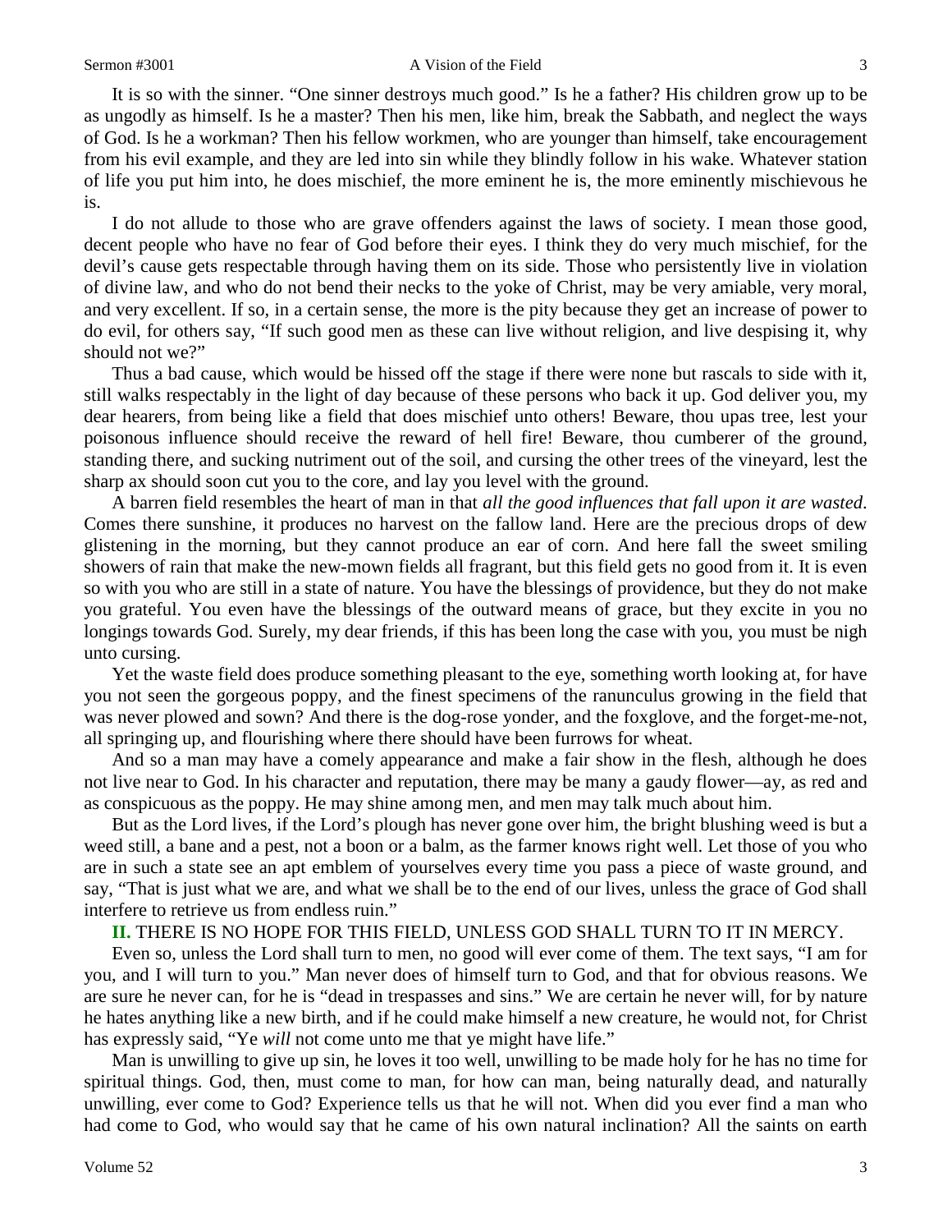It is so with the sinner. "One sinner destroys much good." Is he a father? His children grow up to be as ungodly as himself. Is he a master? Then his men, like him, break the Sabbath, and neglect the ways of God. Is he a workman? Then his fellow workmen, who are younger than himself, take encouragement from his evil example, and they are led into sin while they blindly follow in his wake. Whatever station of life you put him into, he does mischief, the more eminent he is, the more eminently mischievous he is.

I do not allude to those who are grave offenders against the laws of society. I mean those good, decent people who have no fear of God before their eyes. I think they do very much mischief, for the devil's cause gets respectable through having them on its side. Those who persistently live in violation of divine law, and who do not bend their necks to the yoke of Christ, may be very amiable, very moral, and very excellent. If so, in a certain sense, the more is the pity because they get an increase of power to do evil, for others say, "If such good men as these can live without religion, and live despising it, why should not we?"

Thus a bad cause, which would be hissed off the stage if there were none but rascals to side with it, still walks respectably in the light of day because of these persons who back it up. God deliver you, my dear hearers, from being like a field that does mischief unto others! Beware, thou upas tree, lest your poisonous influence should receive the reward of hell fire! Beware, thou cumberer of the ground, standing there, and sucking nutriment out of the soil, and cursing the other trees of the vineyard, lest the sharp ax should soon cut you to the core, and lay you level with the ground.

A barren field resembles the heart of man in that *all the good influences that fall upon it are wasted*. Comes there sunshine, it produces no harvest on the fallow land. Here are the precious drops of dew glistening in the morning, but they cannot produce an ear of corn. And here fall the sweet smiling showers of rain that make the new-mown fields all fragrant, but this field gets no good from it. It is even so with you who are still in a state of nature. You have the blessings of providence, but they do not make you grateful. You even have the blessings of the outward means of grace, but they excite in you no longings towards God. Surely, my dear friends, if this has been long the case with you, you must be nigh unto cursing.

Yet the waste field does produce something pleasant to the eye, something worth looking at, for have you not seen the gorgeous poppy, and the finest specimens of the ranunculus growing in the field that was never plowed and sown? And there is the dog-rose yonder, and the foxglove, and the forget-me-not, all springing up, and flourishing where there should have been furrows for wheat.

And so a man may have a comely appearance and make a fair show in the flesh, although he does not live near to God. In his character and reputation, there may be many a gaudy flower—ay, as red and as conspicuous as the poppy. He may shine among men, and men may talk much about him.

But as the Lord lives, if the Lord's plough has never gone over him, the bright blushing weed is but a weed still, a bane and a pest, not a boon or a balm, as the farmer knows right well. Let those of you who are in such a state see an apt emblem of yourselves every time you pass a piece of waste ground, and say, "That is just what we are, and what we shall be to the end of our lives, unless the grace of God shall interfere to retrieve us from endless ruin."

**II.** THERE IS NO HOPE FOR THIS FIELD, UNLESS GOD SHALL TURN TO IT IN MERCY.

Even so, unless the Lord shall turn to men, no good will ever come of them. The text says, "I am for you, and I will turn to you." Man never does of himself turn to God, and that for obvious reasons. We are sure he never can, for he is "dead in trespasses and sins." We are certain he never will, for by nature he hates anything like a new birth, and if he could make himself a new creature, he would not, for Christ has expressly said, "Ye *will* not come unto me that ye might have life."

Man is unwilling to give up sin, he loves it too well, unwilling to be made holy for he has no time for spiritual things. God, then, must come to man, for how can man, being naturally dead, and naturally unwilling, ever come to God? Experience tells us that he will not. When did you ever find a man who had come to God, who would say that he came of his own natural inclination? All the saints on earth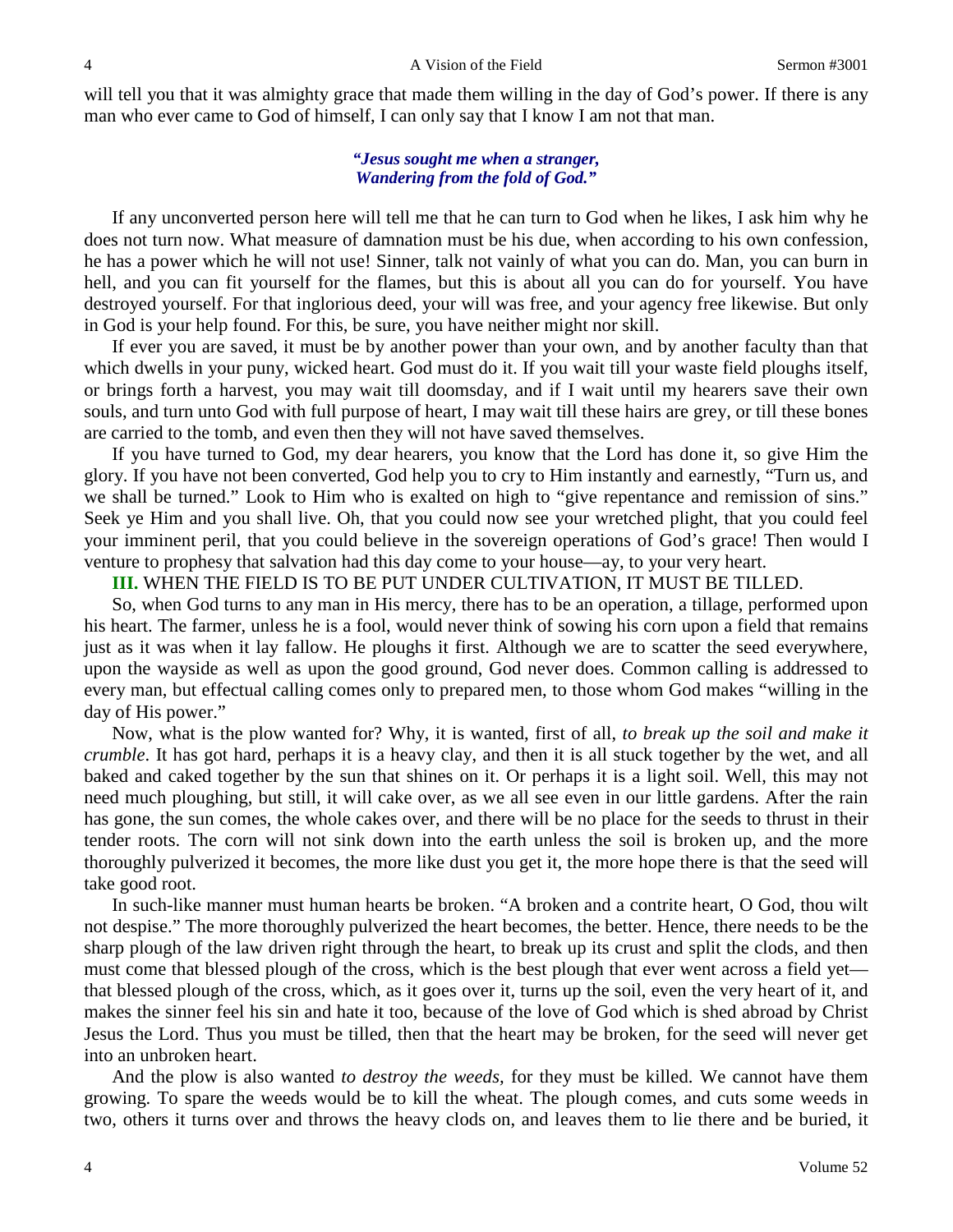will tell you that it was almighty grace that made them willing in the day of God's power. If there is any man who ever came to God of himself, I can only say that I know I am not that man.

*"Jesus sought me when a stranger,*
*Wandering from the fold of God."*

If any unconverted person here will tell me that he can turn to God when he likes, I ask him why he does not turn now. What measure of damnation must be his due, when according to his own confession, he has a power which he will not use! Sinner, talk not vainly of what you can do. Man, you can burn in hell, and you can fit yourself for the flames, but this is about all you can do for yourself. You have destroyed yourself. For that inglorious deed, your will was free, and your agency free likewise. But only in God is your help found. For this, be sure, you have neither might nor skill.

If ever you are saved, it must be by another power than your own, and by another faculty than that which dwells in your puny, wicked heart. God must do it. If you wait till your waste field ploughs itself, or brings forth a harvest, you may wait till doomsday, and if I wait until my hearers save their own souls, and turn unto God with full purpose of heart, I may wait till these hairs are grey, or till these bones are carried to the tomb, and even then they will not have saved themselves.

If you have turned to God, my dear hearers, you know that the Lord has done it, so give Him the glory. If you have not been converted, God help you to cry to Him instantly and earnestly, "Turn us, and we shall be turned." Look to Him who is exalted on high to "give repentance and remission of sins." Seek ye Him and you shall live. Oh, that you could now see your wretched plight, that you could feel your imminent peril, that you could believe in the sovereign operations of God's grace! Then would I venture to prophesy that salvation had this day come to your house—ay, to your very heart.

**III.** WHEN THE FIELD IS TO BE PUT UNDER CULTIVATION, IT MUST BE TILLED.

So, when God turns to any man in His mercy, there has to be an operation, a tillage, performed upon his heart. The farmer, unless he is a fool, would never think of sowing his corn upon a field that remains just as it was when it lay fallow. He ploughs it first. Although we are to scatter the seed everywhere, upon the wayside as well as upon the good ground, God never does. Common calling is addressed to every man, but effectual calling comes only to prepared men, to those whom God makes "willing in the day of His power."

Now, what is the plow wanted for? Why, it is wanted, first of all, *to break up the soil and make it crumble*. It has got hard, perhaps it is a heavy clay, and then it is all stuck together by the wet, and all baked and caked together by the sun that shines on it. Or perhaps it is a light soil. Well, this may not need much ploughing, but still, it will cake over, as we all see even in our little gardens. After the rain has gone, the sun comes, the whole cakes over, and there will be no place for the seeds to thrust in their tender roots. The corn will not sink down into the earth unless the soil is broken up, and the more thoroughly pulverized it becomes, the more like dust you get it, the more hope there is that the seed will take good root.

In such-like manner must human hearts be broken. "A broken and a contrite heart, O God, thou wilt not despise." The more thoroughly pulverized the heart becomes, the better. Hence, there needs to be the sharp plough of the law driven right through the heart, to break up its crust and split the clods, and then must come that blessed plough of the cross, which is the best plough that ever went across a field yet—that blessed plough of the cross, which, as it goes over it, turns up the soil, even the very heart of it, and makes the sinner feel his sin and hate it too, because of the love of God which is shed abroad by Christ Jesus the Lord. Thus you must be tilled, then that the heart may be broken, for the seed will never get into an unbroken heart.

And the plow is also wanted *to destroy the weeds,* for they must be killed. We cannot have them growing. To spare the weeds would be to kill the wheat. The plough comes, and cuts some weeds in two, others it turns over and throws the heavy clods on, and leaves them to lie there and be buried, it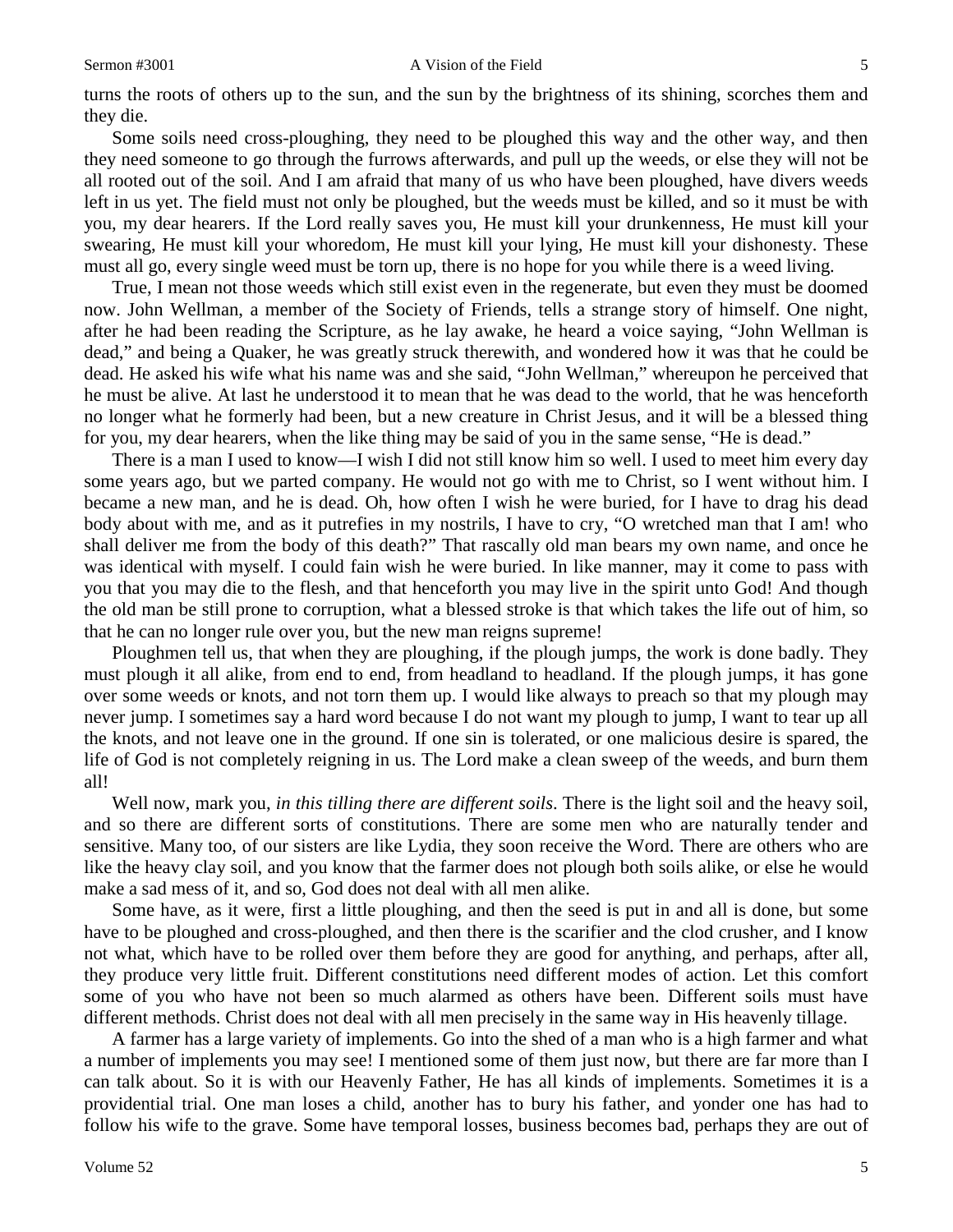turns the roots of others up to the sun, and the sun by the brightness of its shining, scorches them and they die.

Some soils need cross-ploughing, they need to be ploughed this way and the other way, and then they need someone to go through the furrows afterwards, and pull up the weeds, or else they will not be all rooted out of the soil. And I am afraid that many of us who have been ploughed, have divers weeds left in us yet. The field must not only be ploughed, but the weeds must be killed, and so it must be with you, my dear hearers. If the Lord really saves you, He must kill your drunkenness, He must kill your swearing, He must kill your whoredom, He must kill your lying, He must kill your dishonesty. These must all go, every single weed must be torn up, there is no hope for you while there is a weed living.

True, I mean not those weeds which still exist even in the regenerate, but even they must be doomed now. John Wellman, a member of the Society of Friends, tells a strange story of himself. One night, after he had been reading the Scripture, as he lay awake, he heard a voice saying, "John Wellman is dead," and being a Quaker, he was greatly struck therewith, and wondered how it was that he could be dead. He asked his wife what his name was and she said, "John Wellman," whereupon he perceived that he must be alive. At last he understood it to mean that he was dead to the world, that he was henceforth no longer what he formerly had been, but a new creature in Christ Jesus, and it will be a blessed thing for you, my dear hearers, when the like thing may be said of you in the same sense, "He is dead."

There is a man I used to know—I wish I did not still know him so well. I used to meet him every day some years ago, but we parted company. He would not go with me to Christ, so I went without him. I became a new man, and he is dead. Oh, how often I wish he were buried, for I have to drag his dead body about with me, and as it putrefies in my nostrils, I have to cry, "O wretched man that I am! who shall deliver me from the body of this death?" That rascally old man bears my own name, and once he was identical with myself. I could fain wish he were buried. In like manner, may it come to pass with you that you may die to the flesh, and that henceforth you may live in the spirit unto God! And though the old man be still prone to corruption, what a blessed stroke is that which takes the life out of him, so that he can no longer rule over you, but the new man reigns supreme!

Ploughmen tell us, that when they are ploughing, if the plough jumps, the work is done badly. They must plough it all alike, from end to end, from headland to headland. If the plough jumps, it has gone over some weeds or knots, and not torn them up. I would like always to preach so that my plough may never jump. I sometimes say a hard word because I do not want my plough to jump, I want to tear up all the knots, and not leave one in the ground. If one sin is tolerated, or one malicious desire is spared, the life of God is not completely reigning in us. The Lord make a clean sweep of the weeds, and burn them all!

Well now, mark you, *in this tilling there are different soils*. There is the light soil and the heavy soil, and so there are different sorts of constitutions. There are some men who are naturally tender and sensitive. Many too, of our sisters are like Lydia, they soon receive the Word. There are others who are like the heavy clay soil, and you know that the farmer does not plough both soils alike, or else he would make a sad mess of it, and so, God does not deal with all men alike.

Some have, as it were, first a little ploughing, and then the seed is put in and all is done, but some have to be ploughed and cross-ploughed, and then there is the scarifier and the clod crusher, and I know not what, which have to be rolled over them before they are good for anything, and perhaps, after all, they produce very little fruit. Different constitutions need different modes of action. Let this comfort some of you who have not been so much alarmed as others have been. Different soils must have different methods. Christ does not deal with all men precisely in the same way in His heavenly tillage.

A farmer has a large variety of implements. Go into the shed of a man who is a high farmer and what a number of implements you may see! I mentioned some of them just now, but there are far more than I can talk about. So it is with our Heavenly Father, He has all kinds of implements. Sometimes it is a providential trial. One man loses a child, another has to bury his father, and yonder one has had to follow his wife to the grave. Some have temporal losses, business becomes bad, perhaps they are out of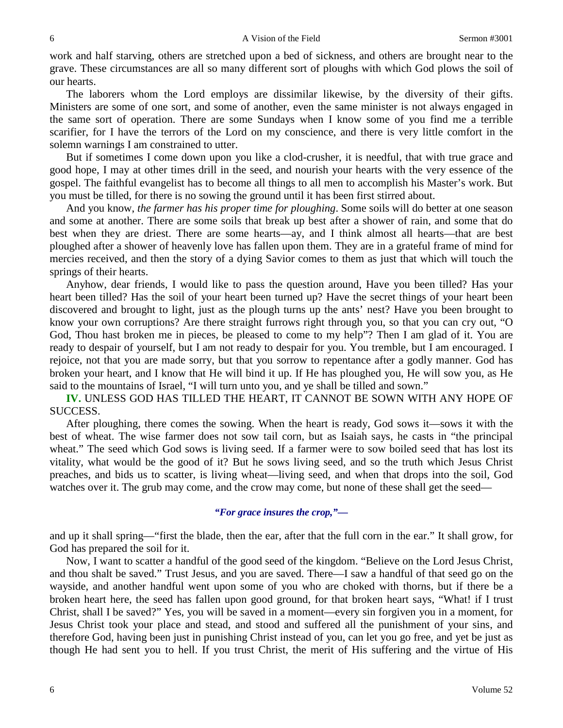work and half starving, others are stretched upon a bed of sickness, and others are brought near to the grave. These circumstances are all so many different sort of ploughs with which God plows the soil of our hearts.

The laborers whom the Lord employs are dissimilar likewise, by the diversity of their gifts. Ministers are some of one sort, and some of another, even the same minister is not always engaged in the same sort of operation. There are some Sundays when I know some of you find me a terrible scarifier, for I have the terrors of the Lord on my conscience, and there is very little comfort in the solemn warnings I am constrained to utter.

But if sometimes I come down upon you like a clod-crusher, it is needful, that with true grace and good hope, I may at other times drill in the seed, and nourish your hearts with the very essence of the gospel. The faithful evangelist has to become all things to all men to accomplish his Master's work. But you must be tilled, for there is no sowing the ground until it has been first stirred about.

And you know, *the farmer has his proper time for ploughing*. Some soils will do better at one season and some at another. There are some soils that break up best after a shower of rain, and some that do best when they are driest. There are some hearts—ay, and I think almost all hearts—that are best ploughed after a shower of heavenly love has fallen upon them. They are in a grateful frame of mind for mercies received, and then the story of a dying Savior comes to them as just that which will touch the springs of their hearts.

Anyhow, dear friends, I would like to pass the question around, Have you been tilled? Has your heart been tilled? Has the soil of your heart been turned up? Have the secret things of your heart been discovered and brought to light, just as the plough turns up the ants' nest? Have you been brought to know your own corruptions? Are there straight furrows right through you, so that you can cry out, "O God, Thou hast broken me in pieces, be pleased to come to my help"? Then I am glad of it. You are ready to despair of yourself, but I am not ready to despair for you. You tremble, but I am encouraged. I rejoice, not that you are made sorry, but that you sorrow to repentance after a godly manner. God has broken your heart, and I know that He will bind it up. If He has ploughed you, He will sow you, as He said to the mountains of Israel, "I will turn unto you, and ye shall be tilled and sown."

**IV.** UNLESS GOD HAS TILLED THE HEART, IT CANNOT BE SOWN WITH ANY HOPE OF SUCCESS.

After ploughing, there comes the sowing. When the heart is ready, God sows it—sows it with the best of wheat. The wise farmer does not sow tail corn, but as Isaiah says, he casts in "the principal wheat." The seed which God sows is living seed. If a farmer were to sow boiled seed that has lost its vitality, what would be the good of it? But he sows living seed, and so the truth which Jesus Christ preaches, and bids us to scatter, is living wheat—living seed, and when that drops into the soil, God watches over it. The grub may come, and the crow may come, but none of these shall get the seed—

*"For grace insures the crop,"—*

and up it shall spring—"first the blade, then the ear, after that the full corn in the ear." It shall grow, for God has prepared the soil for it.

Now, I want to scatter a handful of the good seed of the kingdom. "Believe on the Lord Jesus Christ, and thou shalt be saved." Trust Jesus, and you are saved. There—I saw a handful of that seed go on the wayside, and another handful went upon some of you who are choked with thorns, but if there be a broken heart here, the seed has fallen upon good ground, for that broken heart says, "What! if I trust Christ, shall I be saved?" Yes, you will be saved in a moment—every sin forgiven you in a moment, for Jesus Christ took your place and stead, and stood and suffered all the punishment of your sins, and therefore God, having been just in punishing Christ instead of you, can let you go free, and yet be just as though He had sent you to hell. If you trust Christ, the merit of His suffering and the virtue of His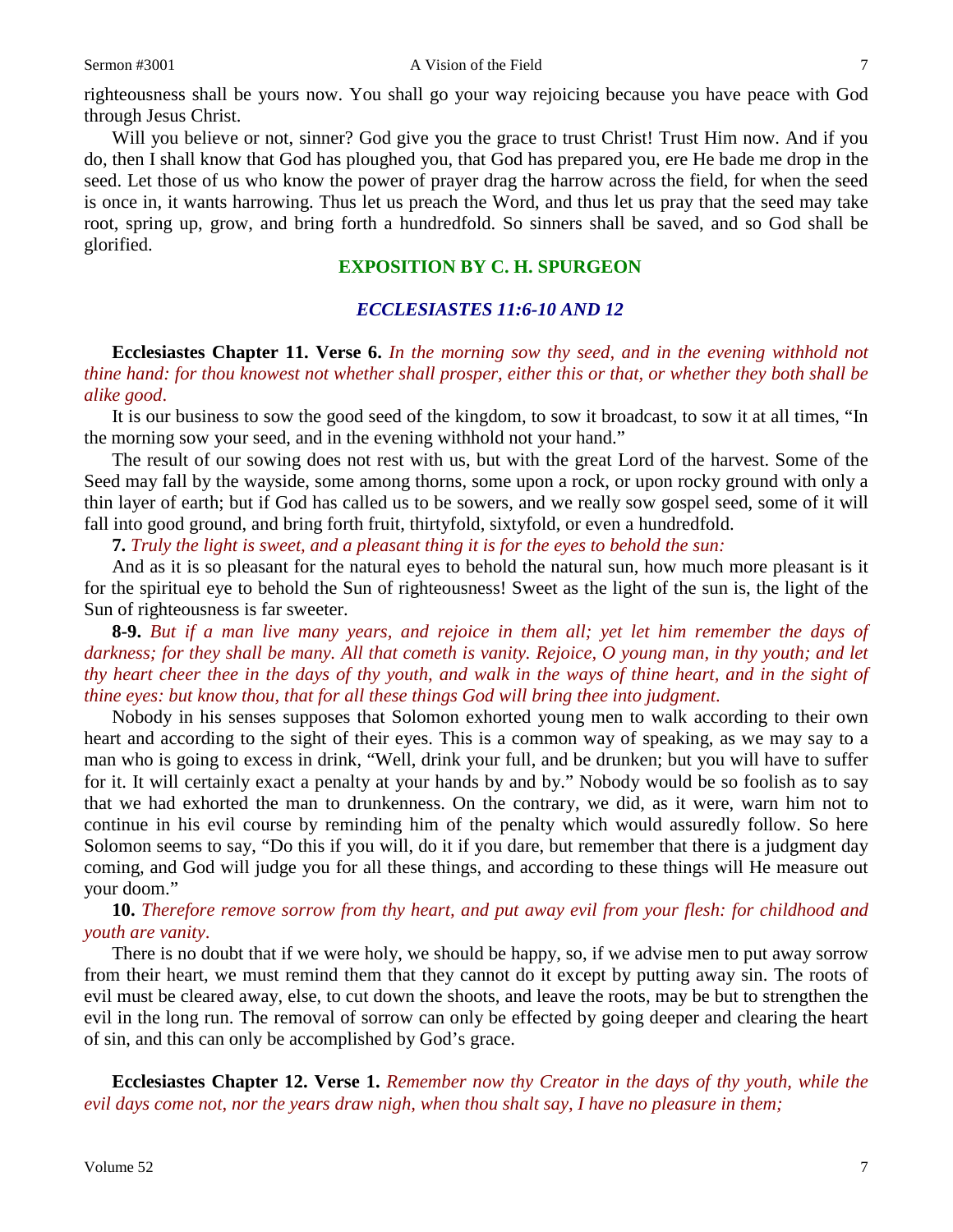righteousness shall be yours now. You shall go your way rejoicing because you have peace with God through Jesus Christ.

Will you believe or not, sinner? God give you the grace to trust Christ! Trust Him now. And if you do, then I shall know that God has ploughed you, that God has prepared you, ere He bade me drop in the seed. Let those of us who know the power of prayer drag the harrow across the field, for when the seed is once in, it wants harrowing. Thus let us preach the Word, and thus let us pray that the seed may take root, spring up, grow, and bring forth a hundredfold. So sinners shall be saved, and so God shall be glorified.

## EXPOSITION BY C. H. SPURGEON

### *ECCLESIASTES 11:6-10 AND 12*

**Ecclesiastes Chapter 11. Verse 6.** *In the morning sow thy seed, and in the evening withhold not thine hand: for thou knowest not whether shall prosper, either this or that, or whether they both shall be alike good.*

It is our business to sow the good seed of the kingdom, to sow it broadcast, to sow it at all times, "In the morning sow your seed, and in the evening withhold not your hand."

The result of our sowing does not rest with us, but with the great Lord of the harvest. Some of the Seed may fall by the wayside, some among thorns, some upon a rock, or upon rocky ground with only a thin layer of earth; but if God has called us to be sowers, and we really sow gospel seed, some of it will fall into good ground, and bring forth fruit, thirtyfold, sixtyfold, or even a hundredfold.

**7.** *Truly the light is sweet, and a pleasant thing it is for the eyes to behold the sun:*

And as it is so pleasant for the natural eyes to behold the natural sun, how much more pleasant is it for the spiritual eye to behold the Sun of righteousness! Sweet as the light of the sun is, the light of the Sun of righteousness is far sweeter.

**8-9.** *But if a man live many years, and rejoice in them all; yet let him remember the days of darkness; for they shall be many. All that cometh is vanity. Rejoice, O young man, in thy youth; and let thy heart cheer thee in the days of thy youth, and walk in the ways of thine heart, and in the sight of thine eyes: but know thou, that for all these things God will bring thee into judgment.*

Nobody in his senses supposes that Solomon exhorted young men to walk according to their own heart and according to the sight of their eyes. This is a common way of speaking, as we may say to a man who is going to excess in drink, "Well, drink your full, and be drunken; but you will have to suffer for it. It will certainly exact a penalty at your hands by and by." Nobody would be so foolish as to say that we had exhorted the man to drunkenness. On the contrary, we did, as it were, warn him not to continue in his evil course by reminding him of the penalty which would assuredly follow. So here Solomon seems to say, "Do this if you will, do it if you dare, but remember that there is a judgment day coming, and God will judge you for all these things, and according to these things will He measure out your doom."

**10.** *Therefore remove sorrow from thy heart, and put away evil from your flesh: for childhood and youth are vanity.*

There is no doubt that if we were holy, we should be happy, so, if we advise men to put away sorrow from their heart, we must remind them that they cannot do it except by putting away sin. The roots of evil must be cleared away, else, to cut down the shoots, and leave the roots, may be but to strengthen the evil in the long run. The removal of sorrow can only be effected by going deeper and clearing the heart of sin, and this can only be accomplished by God's grace.

**Ecclesiastes Chapter 12. Verse 1.** *Remember now thy Creator in the days of thy youth, while the evil days come not, nor the years draw nigh, when thou shalt say, I have no pleasure in them;*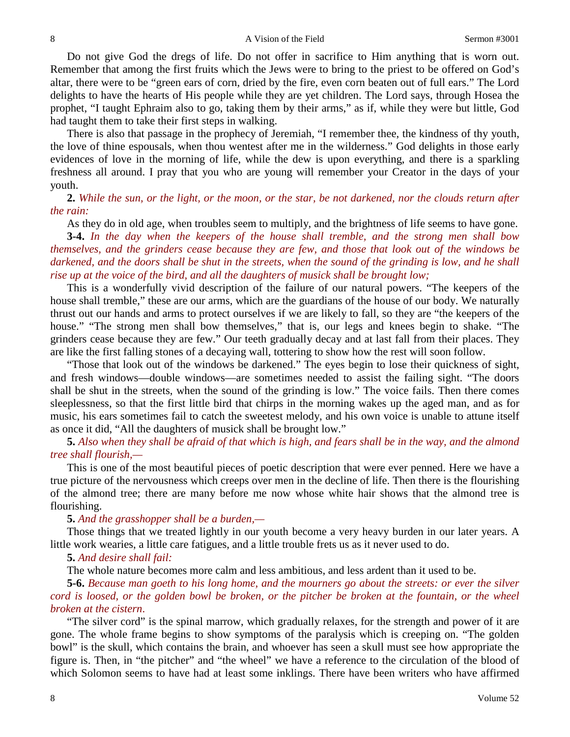Do not give God the dregs of life. Do not offer in sacrifice to Him anything that is worn out. Remember that among the first fruits which the Jews were to bring to the priest to be offered on God's altar, there were to be "green ears of corn, dried by the fire, even corn beaten out of full ears." The Lord delights to have the hearts of His people while they are yet children. The Lord says, through Hosea the prophet, "I taught Ephraim also to go, taking them by their arms," as if, while they were but little, God had taught them to take their first steps in walking.

There is also that passage in the prophecy of Jeremiah, "I remember thee, the kindness of thy youth, the love of thine espousals, when thou wentest after me in the wilderness." God delights in those early evidences of love in the morning of life, while the dew is upon everything, and there is a sparkling freshness all around. I pray that you who are young will remember your Creator in the days of your youth.

**2.** *While the sun, or the light, or the moon, or the star, be not darkened, nor the clouds return after the rain:*

As they do in old age, when troubles seem to multiply, and the brightness of life seems to have gone.

**3-4.** *In the day when the keepers of the house shall tremble, and the strong men shall bow themselves, and the grinders cease because they are few, and those that look out of the windows be darkened, and the doors shall be shut in the streets, when the sound of the grinding is low, and he shall rise up at the voice of the bird, and all the daughters of musick shall be brought low;*

This is a wonderfully vivid description of the failure of our natural powers. "The keepers of the house shall tremble," these are our arms, which are the guardians of the house of our body. We naturally thrust out our hands and arms to protect ourselves if we are likely to fall, so they are "the keepers of the house." "The strong men shall bow themselves," that is, our legs and knees begin to shake. "The grinders cease because they are few." Our teeth gradually decay and at last fall from their places. They are like the first falling stones of a decaying wall, tottering to show how the rest will soon follow.

"Those that look out of the windows be darkened." The eyes begin to lose their quickness of sight, and fresh windows—double windows—are sometimes needed to assist the failing sight. "The doors shall be shut in the streets, when the sound of the grinding is low." The voice fails. Then there comes sleeplessness, so that the first little bird that chirps in the morning wakes up the aged man, and as for music, his ears sometimes fail to catch the sweetest melody, and his own voice is unable to attune itself as once it did, "All the daughters of musick shall be brought low."

**5.** *Also when they shall be afraid of that which is high, and fears shall be in the way, and the almond tree shall flourish,—*

This is one of the most beautiful pieces of poetic description that were ever penned. Here we have a true picture of the nervousness which creeps over men in the decline of life. Then there is the flourishing of the almond tree; there are many before me now whose white hair shows that the almond tree is flourishing.

**5.** *And the grasshopper shall be a burden,—*

Those things that we treated lightly in our youth become a very heavy burden in our later years. A little work wearies, a little care fatigues, and a little trouble frets us as it never used to do.

**5.** *And desire shall fail:*

The whole nature becomes more calm and less ambitious, and less ardent than it used to be.

**5-6.** *Because man goeth to his long home, and the mourners go about the streets: or ever the silver cord is loosed, or the golden bowl be broken, or the pitcher be broken at the fountain, or the wheel broken at the cistern.*

"The silver cord" is the spinal marrow, which gradually relaxes, for the strength and power of it are gone. The whole frame begins to show symptoms of the paralysis which is creeping on. "The golden bowl" is the skull, which contains the brain, and whoever has seen a skull must see how appropriate the figure is. Then, in "the pitcher" and "the wheel" we have a reference to the circulation of the blood of which Solomon seems to have had at least some inklings. There have been writers who have affirmed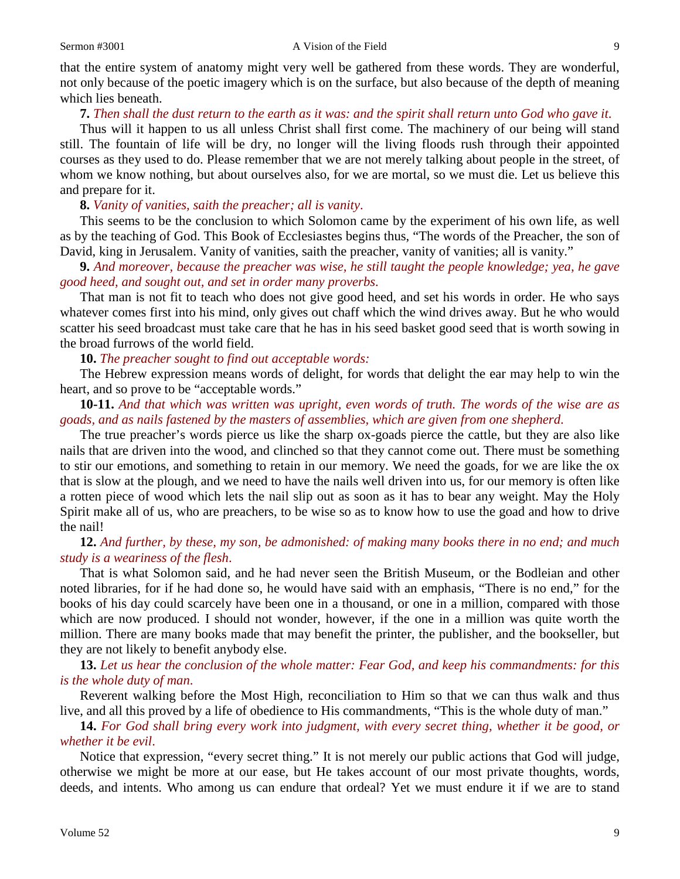that the entire system of anatomy might very well be gathered from these words. They are wonderful, not only because of the poetic imagery which is on the surface, but also because of the depth of meaning which lies beneath.

**7.** *Then shall the dust return to the earth as it was: and the spirit shall return unto God who gave it.*

Thus will it happen to us all unless Christ shall first come. The machinery of our being will stand still. The fountain of life will be dry, no longer will the living floods rush through their appointed courses as they used to do. Please remember that we are not merely talking about people in the street, of whom we know nothing, but about ourselves also, for we are mortal, so we must die. Let us believe this and prepare for it.

**8.** *Vanity of vanities, saith the preacher; all is vanity.*

This seems to be the conclusion to which Solomon came by the experiment of his own life, as well as by the teaching of God. This Book of Ecclesiastes begins thus, "The words of the Preacher, the son of David, king in Jerusalem. Vanity of vanities, saith the preacher, vanity of vanities; all is vanity."

**9.** *And moreover, because the preacher was wise, he still taught the people knowledge; yea, he gave good heed, and sought out, and set in order many proverbs.*

That man is not fit to teach who does not give good heed, and set his words in order. He who says whatever comes first into his mind, only gives out chaff which the wind drives away. But he who would scatter his seed broadcast must take care that he has in his seed basket good seed that is worth sowing in the broad furrows of the world field.

**10.** *The preacher sought to find out acceptable words:*

The Hebrew expression means words of delight, for words that delight the ear may help to win the heart, and so prove to be "acceptable words."

**10-11.** *And that which was written was upright, even words of truth. The words of the wise are as goads, and as nails fastened by the masters of assemblies, which are given from one shepherd.*

The true preacher's words pierce us like the sharp ox-goads pierce the cattle, but they are also like nails that are driven into the wood, and clinched so that they cannot come out. There must be something to stir our emotions, and something to retain in our memory. We need the goads, for we are like the ox that is slow at the plough, and we need to have the nails well driven into us, for our memory is often like a rotten piece of wood which lets the nail slip out as soon as it has to bear any weight. May the Holy Spirit make all of us, who are preachers, to be wise so as to know how to use the goad and how to drive the nail!

**12.** *And further, by these, my son, be admonished: of making many books there in no end; and much study is a weariness of the flesh.*

That is what Solomon said, and he had never seen the British Museum, or the Bodleian and other noted libraries, for if he had done so, he would have said with an emphasis, "There is no end," for the books of his day could scarcely have been one in a thousand, or one in a million, compared with those which are now produced. I should not wonder, however, if the one in a million was quite worth the million. There are many books made that may benefit the printer, the publisher, and the bookseller, but they are not likely to benefit anybody else.

**13.** *Let us hear the conclusion of the whole matter: Fear God, and keep his commandments: for this is the whole duty of man.*

Reverent walking before the Most High, reconciliation to Him so that we can thus walk and thus live, and all this proved by a life of obedience to His commandments, "This is the whole duty of man."

**14.** *For God shall bring every work into judgment, with every secret thing, whether it be good, or whether it be evil.*

Notice that expression, "every secret thing." It is not merely our public actions that God will judge, otherwise we might be more at our ease, but He takes account of our most private thoughts, words, deeds, and intents. Who among us can endure that ordeal? Yet we must endure it if we are to stand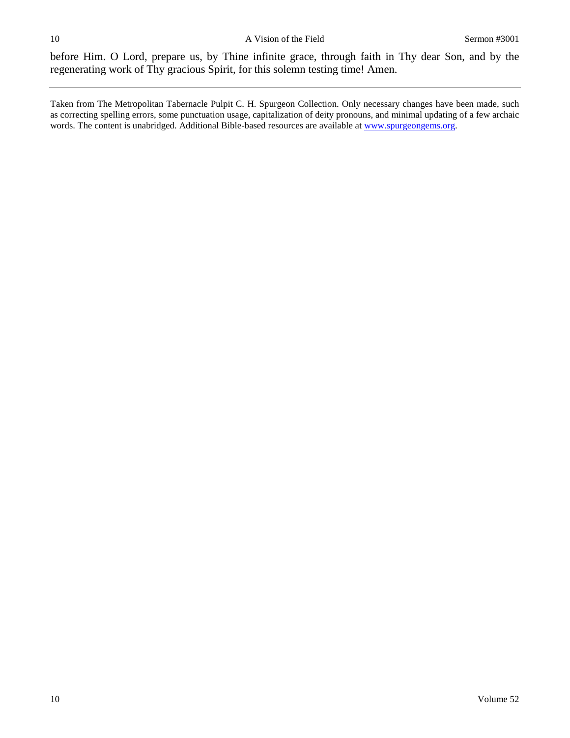before Him. O Lord, prepare us, by Thine infinite grace, through faith in Thy dear Son, and by the regenerating work of Thy gracious Spirit, for this solemn testing time! Amen.

---

Taken from The Metropolitan Tabernacle Pulpit C. H. Spurgeon Collection. Only necessary changes have been made, such as correcting spelling errors, some punctuation usage, capitalization of deity pronouns, and minimal updating of a few archaic words. The content is unabridged. Additional Bible-based resources are available at [www.spurgeongems.org](http://www.spurgeongems.org).